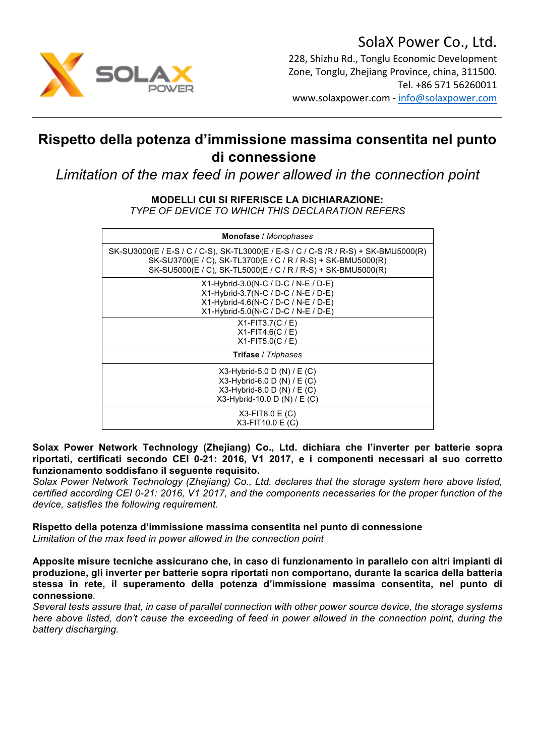SolaX Power Co., Ltd.
228, Shizhu Rd., Tonglu Economic Development Zone, Tonglu, Zhejiang Province, china, 311500.
Tel. +86 571 56260011
www.solaxpower.com - info@solaxpower.com

# Rispetto della potenza d'immissione massima consentita nel punto di connessione

*Limitation of the max feed in power allowed in the connection point*

**MODELLI CUI SI RIFERISCE LA DICHIARAZIONE:**
*TYPE OF DEVICE TO WHICH THIS DECLARATION REFERS*

| **Monofase** / *Monophases* |
|---|
| SK-SU3000(E / E-S / C / C-S), SK-TL3000(E / E-S / C / C-S /R / R-S) + SK-BMU5000(R)<br>SK-SU3700(E / C), SK-TL3700(E / C / R / R-S) + SK-BMU5000(R)<br>SK-SU5000(E / C), SK-TL5000(E / C / R / R-S) + SK-BMU5000(R) |
| X1-Hybrid-3.0(N-C / D-C / N-E / D-E)<br>X1-Hybrid-3.7(N-C / D-C / N-E / D-E)<br>X1-Hybrid-4.6(N-C / D-C / N-E / D-E)<br>X1-Hybrid-5.0(N-C / D-C / N-E / D-E) |
| X1-FIT3.7(C / E)<br>X1-FIT4.6(C / E)<br>X1-FIT5.0(C / E) |
| **Trifase** / *Triphases* |
| X3-Hybrid-5.0 D (N) / E (C)<br>X3-Hybrid-6.0 D (N) / E (C)<br>X3-Hybrid-8.0 D (N) / E (C)<br>X3-Hybrid-10.0 D (N) / E (C) |
| X3-FIT8.0 E (C)<br>X3-FIT10.0 E (C) |

**Solax Power Network Technology (Zhejiang) Co., Ltd. dichiara che l'inverter per batterie sopra riportati, certificati secondo CEI 0-21: 2016, V1 2017, e i componenti necessari al suo corretto funzionamento soddisfano il seguente requisito.**
*Solax Power Network Technology (Zhejiang) Co., Ltd. declares that the storage system here above listed, certified according CEI 0-21: 2016, V1 2017, and the components necessaries for the proper function of the device, satisfies the following requirement.*

**Rispetto della potenza d'immissione massima consentita nel punto di connessione**
*Limitation of the max feed in power allowed in the connection point*

**Apposite misure tecniche assicurano che, in caso di funzionamento in parallelo con altri impianti di produzione, gli inverter per batterie sopra riportati non comportano, durante la scarica della batteria stessa in rete, il superamento della potenza d'immissione massima consentita, nel punto di connessione**.
*Several tests assure that, in case of parallel connection with other power source device, the storage systems here above listed, don't cause the exceeding of feed in power allowed in the connection point, during the battery discharging.*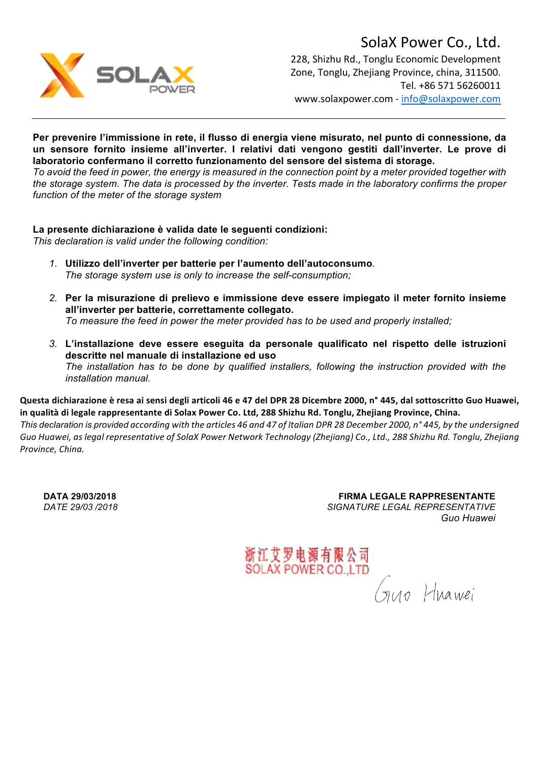SolaX Power Co., Ltd.
228, Shizhu Rd., Tonglu Economic Development Zone, Tonglu, Zhejiang Province, china, 311500.
Tel. +86 571 56260011
www.solaxpower.com - info@solaxpower.com

---

**Per prevenire l'immissione in rete, il flusso di energia viene misurato, nel punto di connessione, da un sensore fornito insieme all'inverter. I relativi dati vengono gestiti dall'inverter. Le prove di laboratorio confermano il corretto funzionamento del sensore del sistema di storage.**
*To avoid the feed in power, the energy is measured in the connection point by a meter provided together with the storage system. The data is processed by the inverter. Tests made in the laboratory confirms the proper function of the meter of the storage system*

**La presente dichiarazione è valida date le seguenti condizioni:**
*This declaration is valid under the following condition:*

1. **Utilizzo dell'inverter per batterie per l'aumento dell'autoconsumo**.
   *The storage system use is only to increase the self-consumption;*

2. **Per la misurazione di prelievo e immissione deve essere impiegato il meter fornito insieme all'inverter per batterie, correttamente collegato.**
   *To measure the feed in power the meter provided has to be used and properly installed;*

3. **L'installazione deve essere eseguita da personale qualificato nel rispetto delle istruzioni descritte nel manuale di installazione ed uso**
   *The installation has to be done by qualified installers, following the instruction provided with the installation manual.*

**Questa dichiarazione è resa ai sensi degli articoli 46 e 47 del DPR 28 Dicembre 2000, n° 445, dal sottoscritto Guo Huawei, in qualità di legale rappresentante di Solax Power Co. Ltd, 288 Shizhu Rd. Tonglu, Zhejiang Province, China.**
*This declaration is provided according with the articles 46 and 47 of Italian DPR 28 December 2000, n° 445, by the undersigned Guo Huawei, as legal representative of SolaX Power Network Technology (Zhejiang) Co., Ltd., 288 Shizhu Rd. Tonglu, Zhejiang Province, China.*

**DATA 29/03/2018**
*DATE 29/03 /2018*

**FIRMA LEGALE RAPPRESENTANTE**
*SIGNATURE LEGAL REPRESENTATIVE*
*Guo Huawei*

浙江艾罗电源有限公司
SOLAX POWER CO.,LTD

Guo Huawei